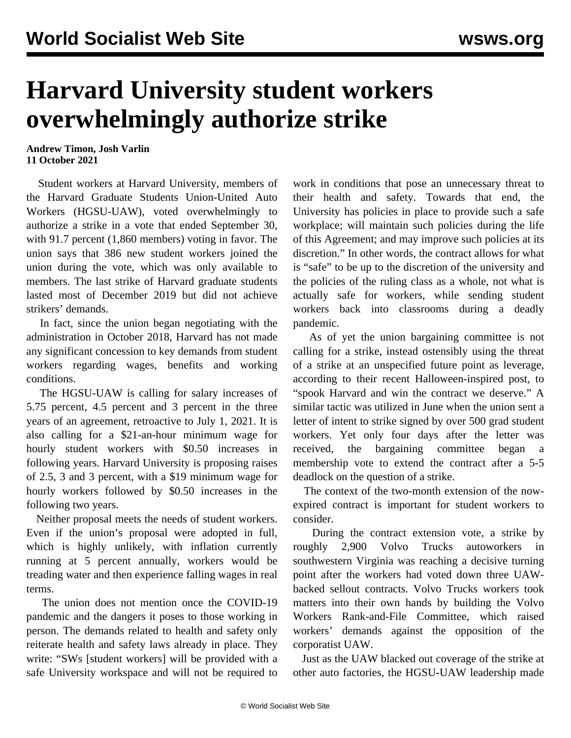# Harvard University student workers overwhelmingly authorize strike

**Andrew Timon, Josh Varlin**
**11 October 2021**

Student workers at Harvard University, members of the Harvard Graduate Students Union-United Auto Workers (HGSU-UAW), voted overwhelmingly to authorize a strike in a vote that ended September 30, with 91.7 percent (1,860 members) voting in favor. The union says that 386 new student workers joined the union during the vote, which was only available to members. The last strike of Harvard graduate students lasted most of December 2019 but did not achieve strikers' demands.

In fact, since the union began negotiating with the administration in October 2018, Harvard has not made any significant concession to key demands from student workers regarding wages, benefits and working conditions.

The HGSU-UAW is calling for salary increases of 5.75 percent, 4.5 percent and 3 percent in the three years of an agreement, retroactive to July 1, 2021. It is also calling for a $21-an-hour minimum wage for hourly student workers with $0.50 increases in following years. Harvard University is proposing raises of 2.5, 3 and 3 percent, with a $19 minimum wage for hourly workers followed by $0.50 increases in the following two years.

Neither proposal meets the needs of student workers. Even if the union's proposal were adopted in full, which is highly unlikely, with inflation currently running at 5 percent annually, workers would be treading water and then experience falling wages in real terms.

The union does not mention once the COVID-19 pandemic and the dangers it poses to those working in person. The demands related to health and safety only reiterate health and safety laws already in place. They write: "SWs [student workers] will be provided with a safe University workspace and will not be required to work in conditions that pose an unnecessary threat to their health and safety. Towards that end, the University has policies in place to provide such a safe workplace; will maintain such policies during the life of this Agreement; and may improve such policies at its discretion." In other words, the contract allows for what is "safe" to be up to the discretion of the university and the policies of the ruling class as a whole, not what is actually safe for workers, while sending student workers back into classrooms during a deadly pandemic.

As of yet the union bargaining committee is not calling for a strike, instead ostensibly using the threat of a strike at an unspecified future point as leverage, according to their recent Halloween-inspired post, to "spook Harvard and win the contract we deserve." A similar tactic was utilized in June when the union sent a letter of intent to strike signed by over 500 grad student workers. Yet only four days after the letter was received, the bargaining committee began a membership vote to extend the contract after a 5-5 deadlock on the question of a strike.

The context of the two-month extension of the now-expired contract is important for student workers to consider.

During the contract extension vote, a strike by roughly 2,900 Volvo Trucks autoworkers in southwestern Virginia was reaching a decisive turning point after the workers had voted down three UAW-backed sellout contracts. Volvo Trucks workers took matters into their own hands by building the Volvo Workers Rank-and-File Committee, which raised workers' demands against the opposition of the corporatist UAW.

Just as the UAW blacked out coverage of the strike at other auto factories, the HGSU-UAW leadership made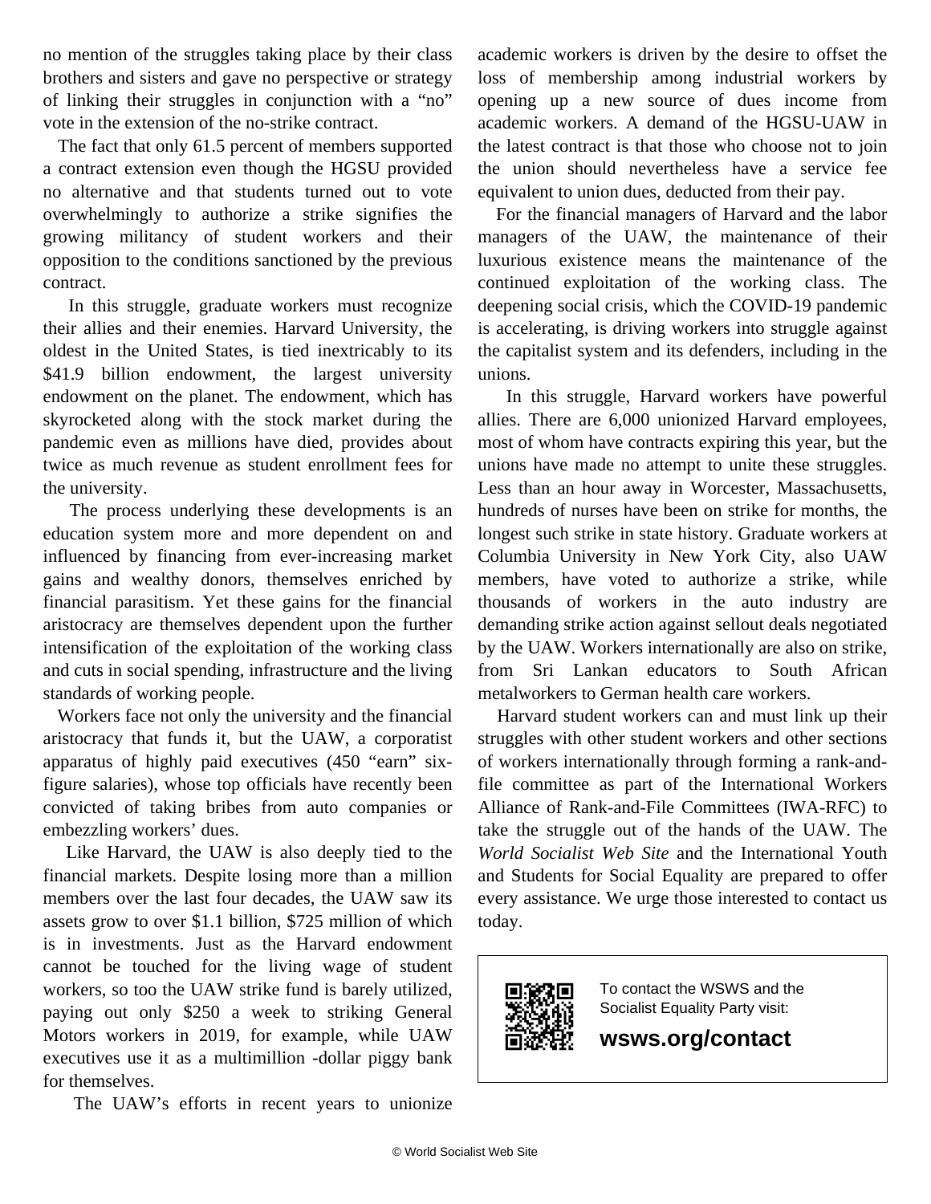no mention of the struggles taking place by their class brothers and sisters and gave no perspective or strategy of linking their struggles in conjunction with a "no" vote in the extension of the no-strike contract.

The fact that only 61.5 percent of members supported a contract extension even though the HGSU provided no alternative and that students turned out to vote overwhelmingly to authorize a strike signifies the growing militancy of student workers and their opposition to the conditions sanctioned by the previous contract.

In this struggle, graduate workers must recognize their allies and their enemies. Harvard University, the oldest in the United States, is tied inextricably to its $41.9 billion endowment, the largest university endowment on the planet. The endowment, which has skyrocketed along with the stock market during the pandemic even as millions have died, provides about twice as much revenue as student enrollment fees for the university.

The process underlying these developments is an education system more and more dependent on and influenced by financing from ever-increasing market gains and wealthy donors, themselves enriched by financial parasitism. Yet these gains for the financial aristocracy are themselves dependent upon the further intensification of the exploitation of the working class and cuts in social spending, infrastructure and the living standards of working people.

Workers face not only the university and the financial aristocracy that funds it, but the UAW, a corporatist apparatus of highly paid executives (450 "earn" six-figure salaries), whose top officials have recently been convicted of taking bribes from auto companies or embezzling workers' dues.

Like Harvard, the UAW is also deeply tied to the financial markets. Despite losing more than a million members over the last four decades, the UAW saw its assets grow to over $1.1 billion, $725 million of which is in investments. Just as the Harvard endowment cannot be touched for the living wage of student workers, so too the UAW strike fund is barely utilized, paying out only $250 a week to striking General Motors workers in 2019, for example, while UAW executives use it as a multimillion -dollar piggy bank for themselves.

The UAW's efforts in recent years to unionize academic workers is driven by the desire to offset the loss of membership among industrial workers by opening up a new source of dues income from academic workers. A demand of the HGSU-UAW in the latest contract is that those who choose not to join the union should nevertheless have a service fee equivalent to union dues, deducted from their pay.

For the financial managers of Harvard and the labor managers of the UAW, the maintenance of their luxurious existence means the maintenance of the continued exploitation of the working class. The deepening social crisis, which the COVID-19 pandemic is accelerating, is driving workers into struggle against the capitalist system and its defenders, including in the unions.

In this struggle, Harvard workers have powerful allies. There are 6,000 unionized Harvard employees, most of whom have contracts expiring this year, but the unions have made no attempt to unite these struggles. Less than an hour away in Worcester, Massachusetts, hundreds of nurses have been on strike for months, the longest such strike in state history. Graduate workers at Columbia University in New York City, also UAW members, have voted to authorize a strike, while thousands of workers in the auto industry are demanding strike action against sellout deals negotiated by the UAW. Workers internationally are also on strike, from Sri Lankan educators to South African metalworkers to German health care workers.

Harvard student workers can and must link up their struggles with other student workers and other sections of workers internationally through forming a rank-and-file committee as part of the International Workers Alliance of Rank-and-File Committees (IWA-RFC) to take the struggle out of the hands of the UAW. The *World Socialist Web Site* and the International Youth and Students for Social Equality are prepared to offer every assistance. We urge those interested to contact us today.

To contact the WSWS and the Socialist Equality Party visit:

**wsws.org/contact**